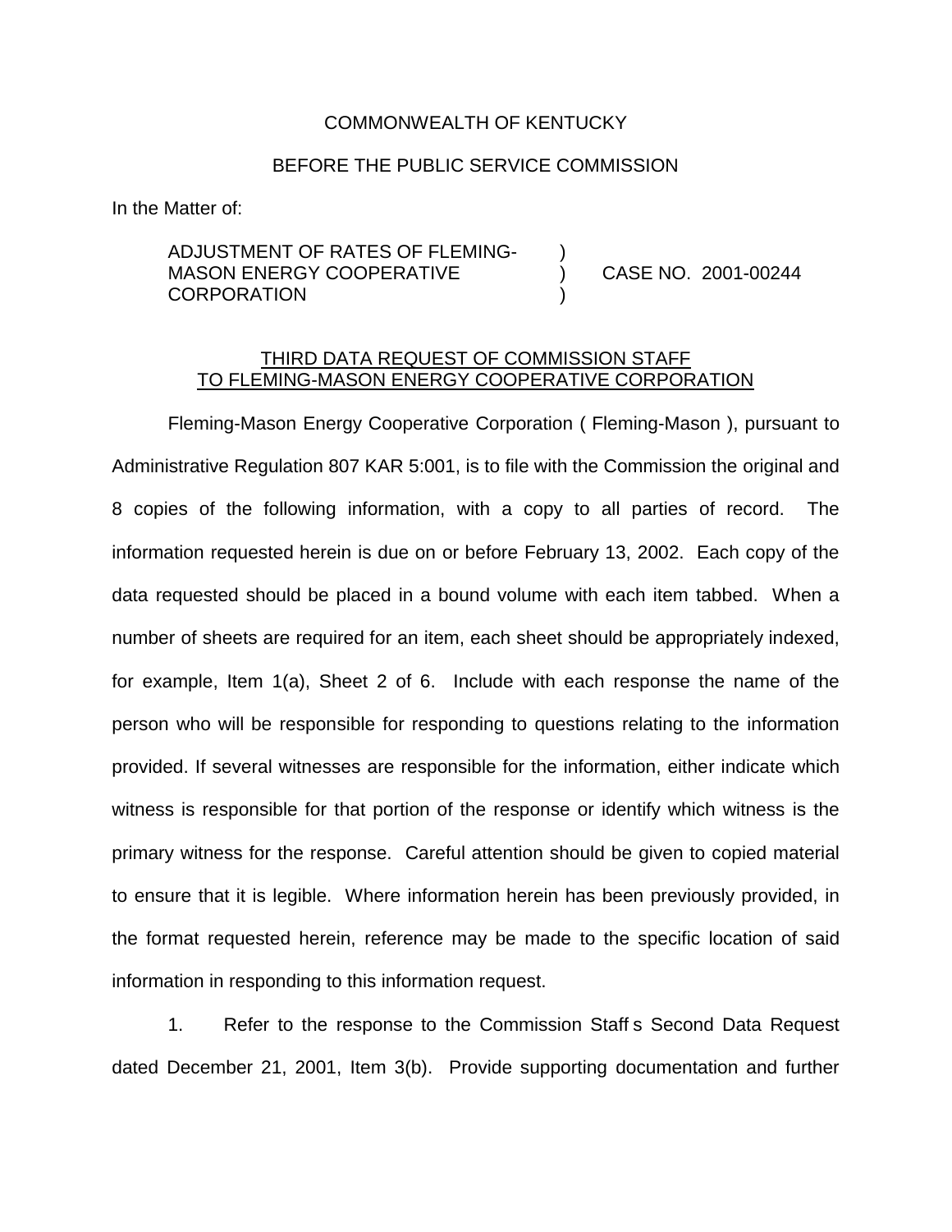COMMONWEALTH OF KENTUCKY

BEFORE THE PUBLIC SERVICE COMMISSION

In the Matter of:

| | | |
|---|---|---|
| ADJUSTMENT OF RATES OF FLEMING-MASON ENERGY COOPERATIVE CORPORATION | ) ) ) | CASE NO. 2001-00244 |

THIRD DATA REQUEST OF COMMISSION STAFF TO FLEMING-MASON ENERGY COOPERATIVE CORPORATION

Fleming-Mason Energy Cooperative Corporation ( Fleming-Mason ), pursuant to Administrative Regulation 807 KAR 5:001, is to file with the Commission the original and 8 copies of the following information, with a copy to all parties of record. The information requested herein is due on or before February 13, 2002. Each copy of the data requested should be placed in a bound volume with each item tabbed. When a number of sheets are required for an item, each sheet should be appropriately indexed, for example, Item 1(a), Sheet 2 of 6. Include with each response the name of the person who will be responsible for responding to questions relating to the information provided. If several witnesses are responsible for the information, either indicate which witness is responsible for that portion of the response or identify which witness is the primary witness for the response. Careful attention should be given to copied material to ensure that it is legible. Where information herein has been previously provided, in the format requested herein, reference may be made to the specific location of said information in responding to this information request.

1. Refer to the response to the Commission Staff s Second Data Request dated December 21, 2001, Item 3(b). Provide supporting documentation and further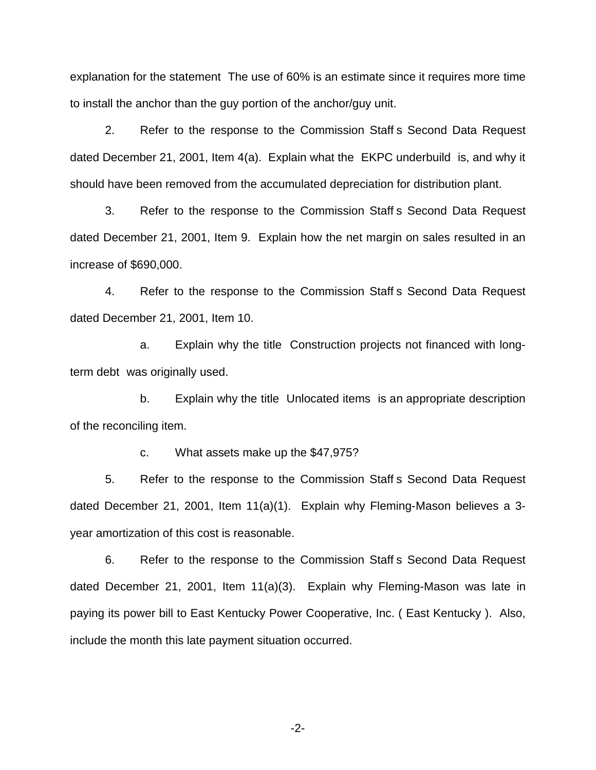explanation for the statement  The use of 60% is an estimate since it requires more time to install the anchor than the guy portion of the anchor/guy unit.

2. Refer to the response to the Commission Staff s Second Data Request dated December 21, 2001, Item 4(a). Explain what the  EKPC underbuild  is, and why it should have been removed from the accumulated depreciation for distribution plant.

3. Refer to the response to the Commission Staff s Second Data Request dated December 21, 2001, Item 9. Explain how the net margin on sales resulted in an increase of $690,000.

4. Refer to the response to the Commission Staff s Second Data Request dated December 21, 2001, Item 10.

   a. Explain why the title  Construction projects not financed with long-term debt  was originally used.

   b. Explain why the title  Unlocated items  is an appropriate description of the reconciling item.

   c. What assets make up the $47,975?

5. Refer to the response to the Commission Staff s Second Data Request dated December 21, 2001, Item 11(a)(1). Explain why Fleming-Mason believes a 3-year amortization of this cost is reasonable.

6. Refer to the response to the Commission Staff s Second Data Request dated December 21, 2001, Item 11(a)(3). Explain why Fleming-Mason was late in paying its power bill to East Kentucky Power Cooperative, Inc. ( East Kentucky ). Also, include the month this late payment situation occurred.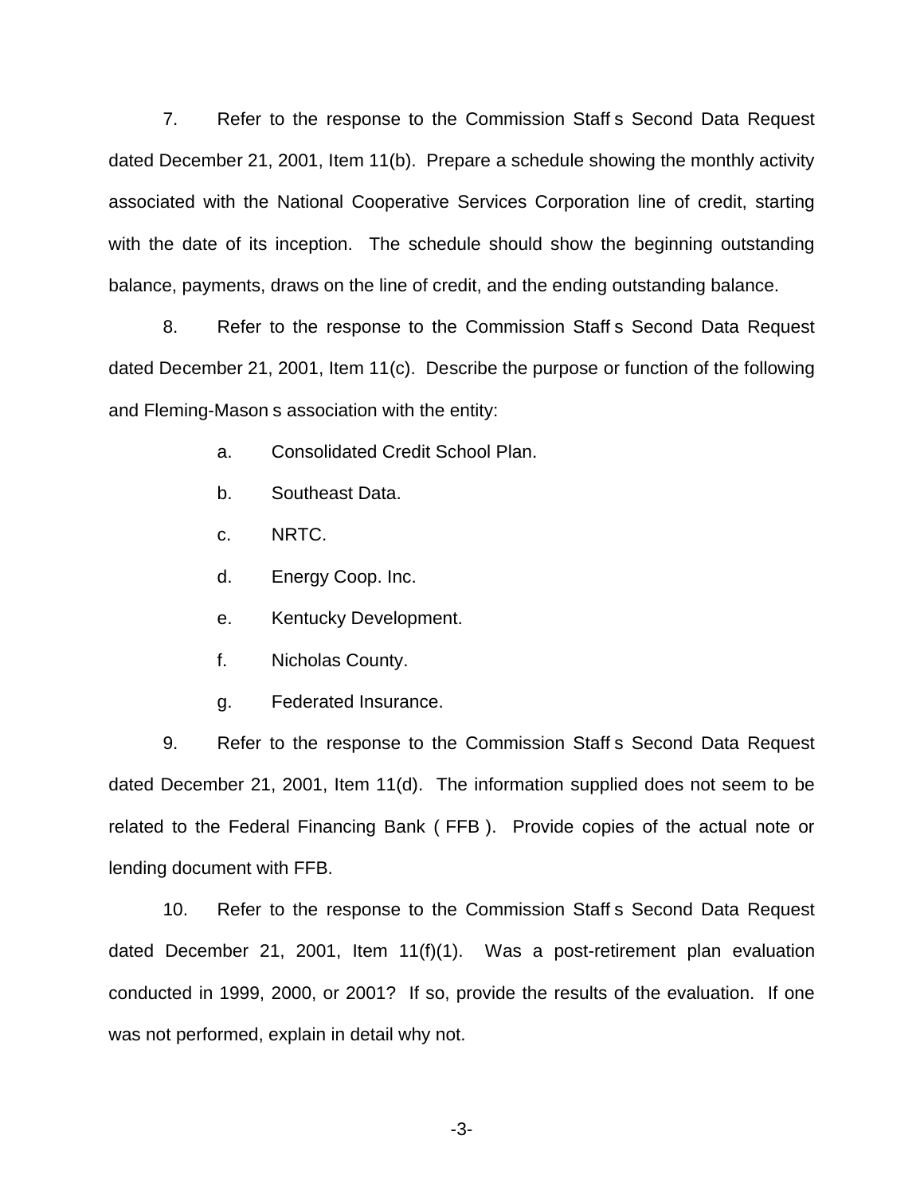7. Refer to the response to the Commission Staff s Second Data Request dated December 21, 2001, Item 11(b). Prepare a schedule showing the monthly activity associated with the National Cooperative Services Corporation line of credit, starting with the date of its inception. The schedule should show the beginning outstanding balance, payments, draws on the line of credit, and the ending outstanding balance.

8. Refer to the response to the Commission Staff s Second Data Request dated December 21, 2001, Item 11(c). Describe the purpose or function of the following and Fleming-Mason s association with the entity:

a. Consolidated Credit School Plan.

b. Southeast Data.

c. NRTC.

d. Energy Coop. Inc.

e. Kentucky Development.

f. Nicholas County.

g. Federated Insurance.

9. Refer to the response to the Commission Staff s Second Data Request dated December 21, 2001, Item 11(d). The information supplied does not seem to be related to the Federal Financing Bank ( FFB ). Provide copies of the actual note or lending document with FFB.

10. Refer to the response to the Commission Staff s Second Data Request dated December 21, 2001, Item 11(f)(1). Was a post-retirement plan evaluation conducted in 1999, 2000, or 2001? If so, provide the results of the evaluation. If one was not performed, explain in detail why not.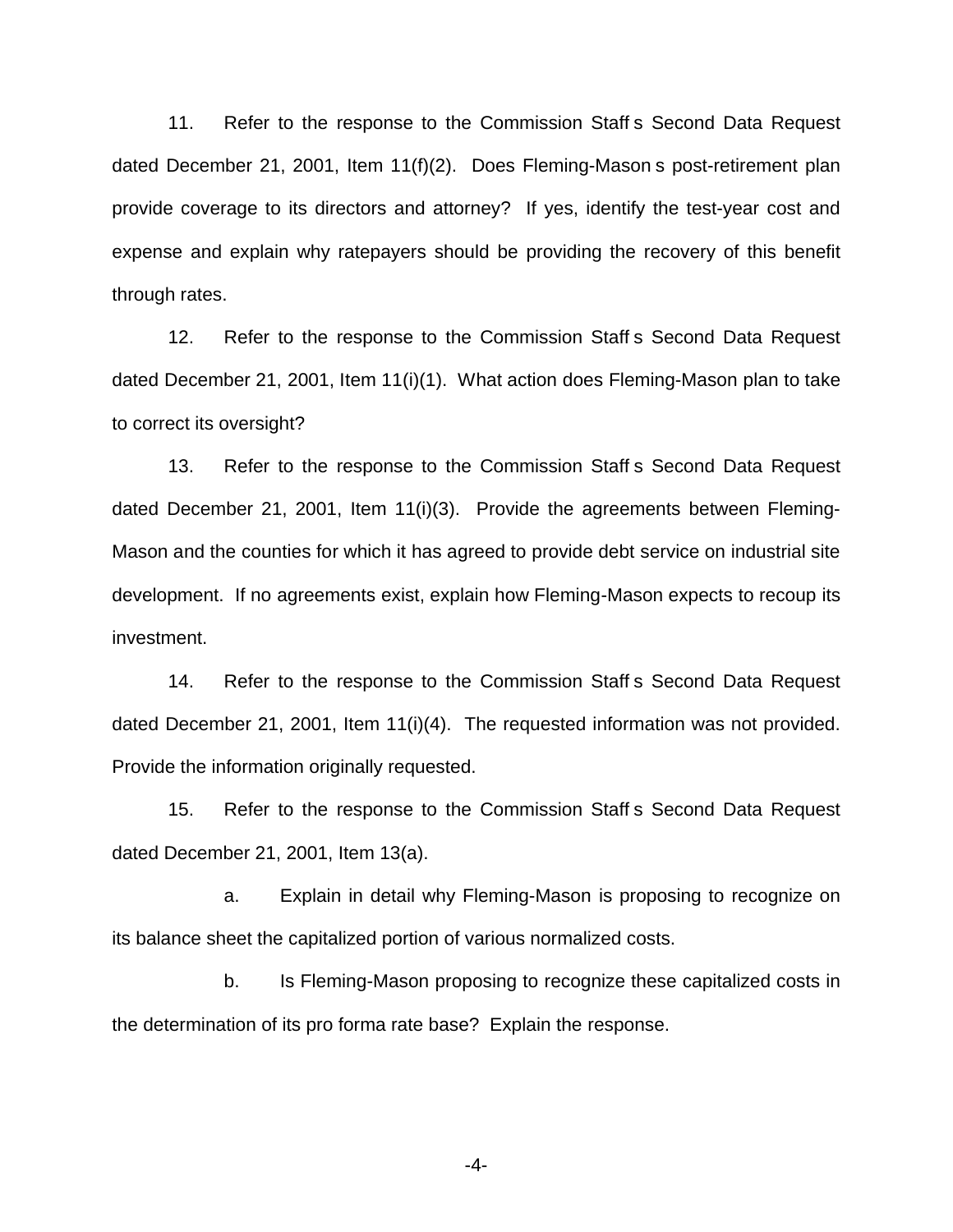11. Refer to the response to the Commission Staff s Second Data Request dated December 21, 2001, Item 11(f)(2). Does Fleming-Mason s post-retirement plan provide coverage to its directors and attorney? If yes, identify the test-year cost and expense and explain why ratepayers should be providing the recovery of this benefit through rates.

12. Refer to the response to the Commission Staff s Second Data Request dated December 21, 2001, Item 11(i)(1). What action does Fleming-Mason plan to take to correct its oversight?

13. Refer to the response to the Commission Staff s Second Data Request dated December 21, 2001, Item 11(i)(3). Provide the agreements between Fleming-Mason and the counties for which it has agreed to provide debt service on industrial site development. If no agreements exist, explain how Fleming-Mason expects to recoup its investment.

14. Refer to the response to the Commission Staff s Second Data Request dated December 21, 2001, Item 11(i)(4). The requested information was not provided. Provide the information originally requested.

15. Refer to the response to the Commission Staff s Second Data Request dated December 21, 2001, Item 13(a).

a. Explain in detail why Fleming-Mason is proposing to recognize on its balance sheet the capitalized portion of various normalized costs.

b. Is Fleming-Mason proposing to recognize these capitalized costs in the determination of its pro forma rate base? Explain the response.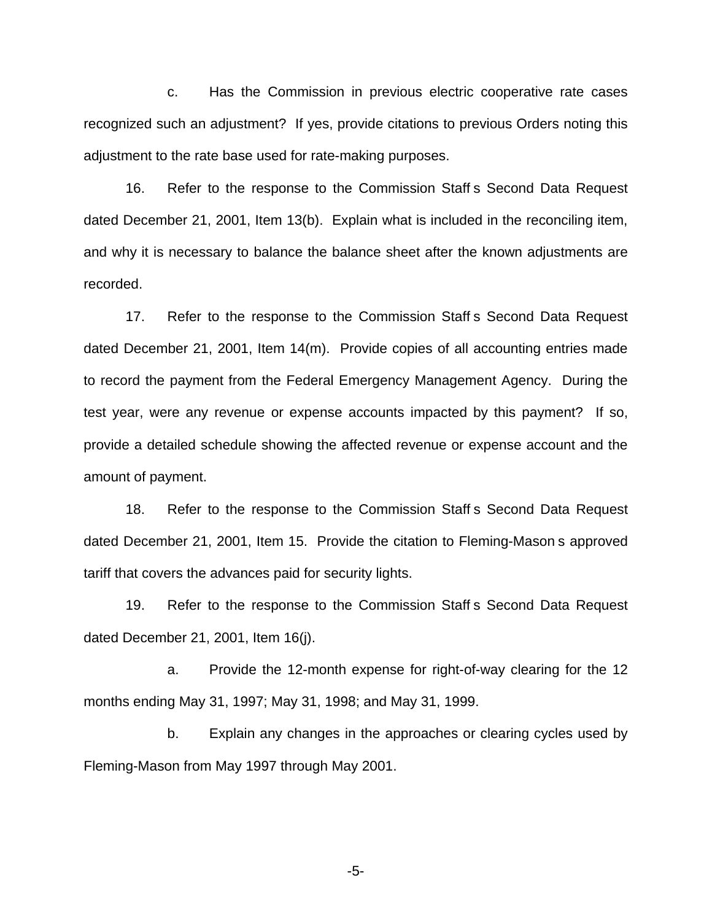c. Has the Commission in previous electric cooperative rate cases recognized such an adjustment? If yes, provide citations to previous Orders noting this adjustment to the rate base used for rate-making purposes.

16. Refer to the response to the Commission Staff s Second Data Request dated December 21, 2001, Item 13(b). Explain what is included in the reconciling item, and why it is necessary to balance the balance sheet after the known adjustments are recorded.

17. Refer to the response to the Commission Staff s Second Data Request dated December 21, 2001, Item 14(m). Provide copies of all accounting entries made to record the payment from the Federal Emergency Management Agency. During the test year, were any revenue or expense accounts impacted by this payment? If so, provide a detailed schedule showing the affected revenue or expense account and the amount of payment.

18. Refer to the response to the Commission Staff s Second Data Request dated December 21, 2001, Item 15. Provide the citation to Fleming-Mason s approved tariff that covers the advances paid for security lights.

19. Refer to the response to the Commission Staff s Second Data Request dated December 21, 2001, Item 16(j).

a. Provide the 12-month expense for right-of-way clearing for the 12 months ending May 31, 1997; May 31, 1998; and May 31, 1999.

b. Explain any changes in the approaches or clearing cycles used by Fleming-Mason from May 1997 through May 2001.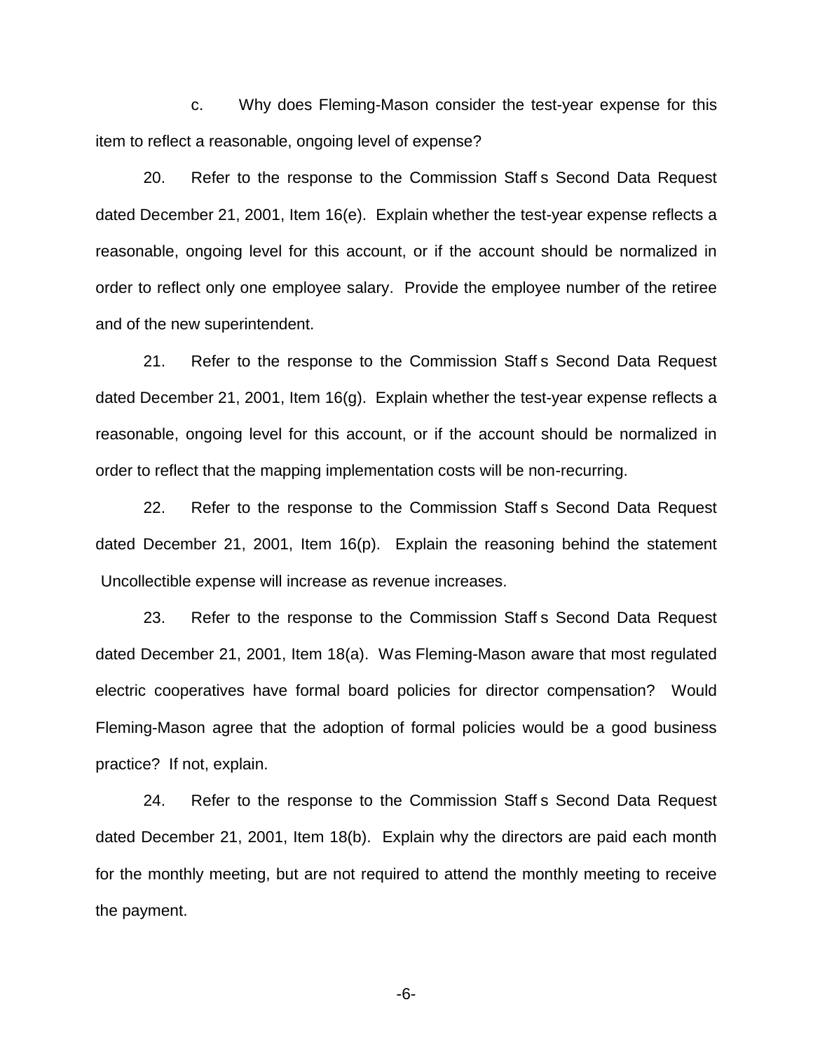c. Why does Fleming-Mason consider the test-year expense for this item to reflect a reasonable, ongoing level of expense?

20. Refer to the response to the Commission Staff s Second Data Request dated December 21, 2001, Item 16(e). Explain whether the test-year expense reflects a reasonable, ongoing level for this account, or if the account should be normalized in order to reflect only one employee salary. Provide the employee number of the retiree and of the new superintendent.

21. Refer to the response to the Commission Staff s Second Data Request dated December 21, 2001, Item 16(g). Explain whether the test-year expense reflects a reasonable, ongoing level for this account, or if the account should be normalized in order to reflect that the mapping implementation costs will be non-recurring.

22. Refer to the response to the Commission Staff s Second Data Request dated December 21, 2001, Item 16(p). Explain the reasoning behind the statement Uncollectible expense will increase as revenue increases.

23. Refer to the response to the Commission Staff s Second Data Request dated December 21, 2001, Item 18(a). Was Fleming-Mason aware that most regulated electric cooperatives have formal board policies for director compensation? Would Fleming-Mason agree that the adoption of formal policies would be a good business practice? If not, explain.

24. Refer to the response to the Commission Staff s Second Data Request dated December 21, 2001, Item 18(b). Explain why the directors are paid each month for the monthly meeting, but are not required to attend the monthly meeting to receive the payment.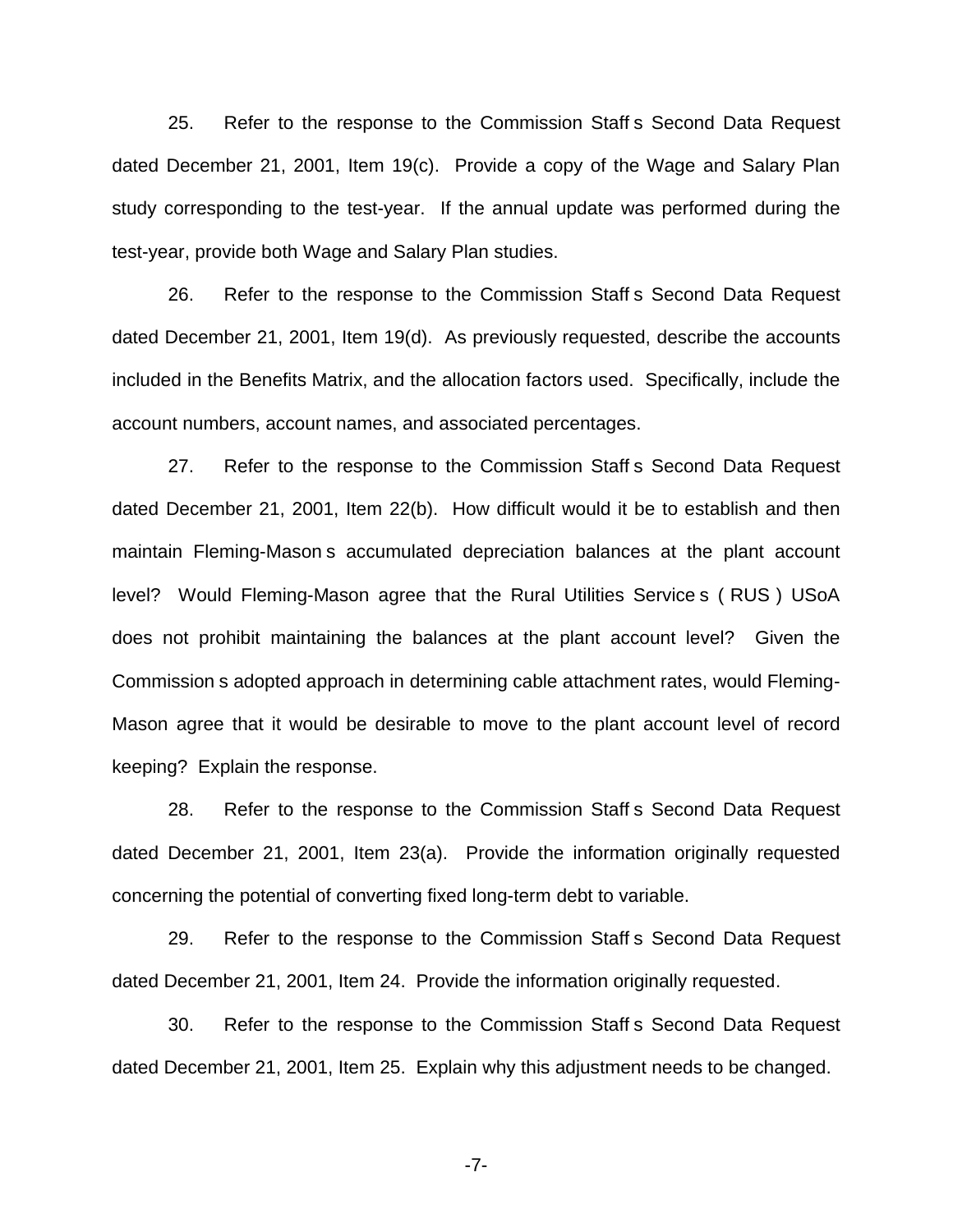25. Refer to the response to the Commission Staff s Second Data Request dated December 21, 2001, Item 19(c). Provide a copy of the Wage and Salary Plan study corresponding to the test-year. If the annual update was performed during the test-year, provide both Wage and Salary Plan studies.

26. Refer to the response to the Commission Staff s Second Data Request dated December 21, 2001, Item 19(d). As previously requested, describe the accounts included in the Benefits Matrix, and the allocation factors used. Specifically, include the account numbers, account names, and associated percentages.

27. Refer to the response to the Commission Staff s Second Data Request dated December 21, 2001, Item 22(b). How difficult would it be to establish and then maintain Fleming-Mason s accumulated depreciation balances at the plant account level? Would Fleming-Mason agree that the Rural Utilities Service s ( RUS ) USoA does not prohibit maintaining the balances at the plant account level? Given the Commission s adopted approach in determining cable attachment rates, would Fleming-Mason agree that it would be desirable to move to the plant account level of record keeping? Explain the response.

28. Refer to the response to the Commission Staff s Second Data Request dated December 21, 2001, Item 23(a). Provide the information originally requested concerning the potential of converting fixed long-term debt to variable.

29. Refer to the response to the Commission Staff s Second Data Request dated December 21, 2001, Item 24. Provide the information originally requested.

30. Refer to the response to the Commission Staff s Second Data Request dated December 21, 2001, Item 25. Explain why this adjustment needs to be changed.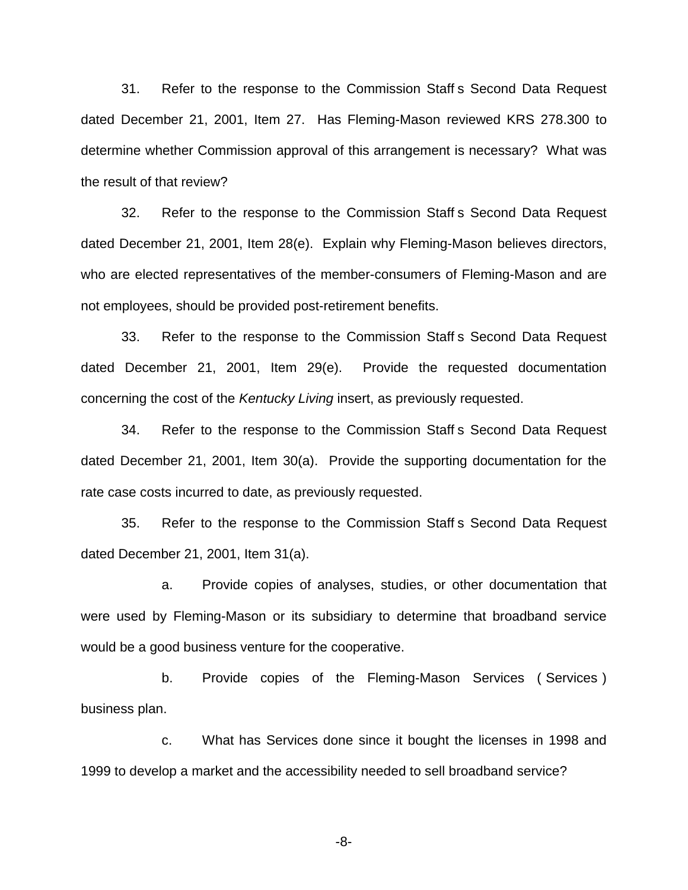31. Refer to the response to the Commission Staff s Second Data Request dated December 21, 2001, Item 27. Has Fleming-Mason reviewed KRS 278.300 to determine whether Commission approval of this arrangement is necessary? What was the result of that review?

32. Refer to the response to the Commission Staff s Second Data Request dated December 21, 2001, Item 28(e). Explain why Fleming-Mason believes directors, who are elected representatives of the member-consumers of Fleming-Mason and are not employees, should be provided post-retirement benefits.

33. Refer to the response to the Commission Staff s Second Data Request dated December 21, 2001, Item 29(e). Provide the requested documentation concerning the cost of the *Kentucky Living* insert, as previously requested.

34. Refer to the response to the Commission Staff s Second Data Request dated December 21, 2001, Item 30(a). Provide the supporting documentation for the rate case costs incurred to date, as previously requested.

35. Refer to the response to the Commission Staff s Second Data Request dated December 21, 2001, Item 31(a).

a. Provide copies of analyses, studies, or other documentation that were used by Fleming-Mason or its subsidiary to determine that broadband service would be a good business venture for the cooperative.

b. Provide copies of the Fleming-Mason Services ( Services ) business plan.

c. What has Services done since it bought the licenses in 1998 and 1999 to develop a market and the accessibility needed to sell broadband service?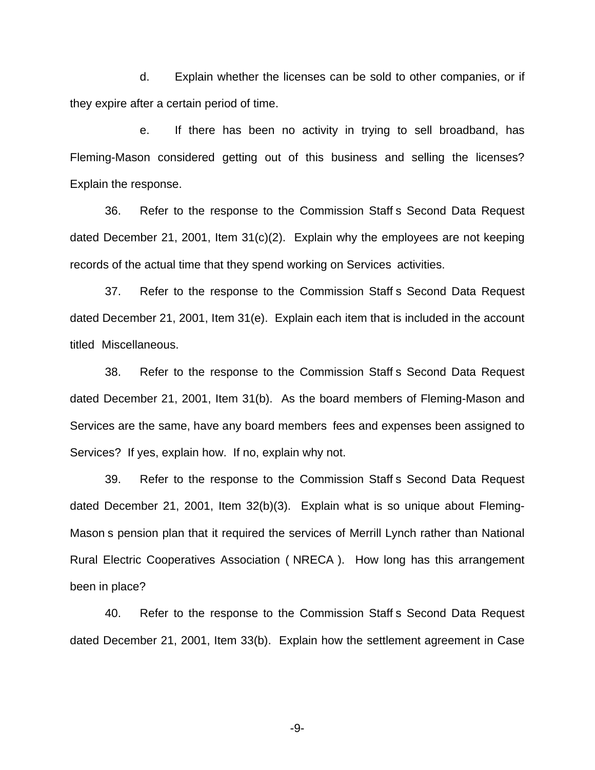d. Explain whether the licenses can be sold to other companies, or if they expire after a certain period of time.

e. If there has been no activity in trying to sell broadband, has Fleming-Mason considered getting out of this business and selling the licenses? Explain the response.

36. Refer to the response to the Commission Staff s Second Data Request dated December 21, 2001, Item 31(c)(2). Explain why the employees are not keeping records of the actual time that they spend working on Services activities.

37. Refer to the response to the Commission Staff s Second Data Request dated December 21, 2001, Item 31(e). Explain each item that is included in the account titled Miscellaneous.

38. Refer to the response to the Commission Staff s Second Data Request dated December 21, 2001, Item 31(b). As the board members of Fleming-Mason and Services are the same, have any board members fees and expenses been assigned to Services? If yes, explain how. If no, explain why not.

39. Refer to the response to the Commission Staff s Second Data Request dated December 21, 2001, Item 32(b)(3). Explain what is so unique about Fleming-Mason s pension plan that it required the services of Merrill Lynch rather than National Rural Electric Cooperatives Association ( NRECA ). How long has this arrangement been in place?

40. Refer to the response to the Commission Staff s Second Data Request dated December 21, 2001, Item 33(b). Explain how the settlement agreement in Case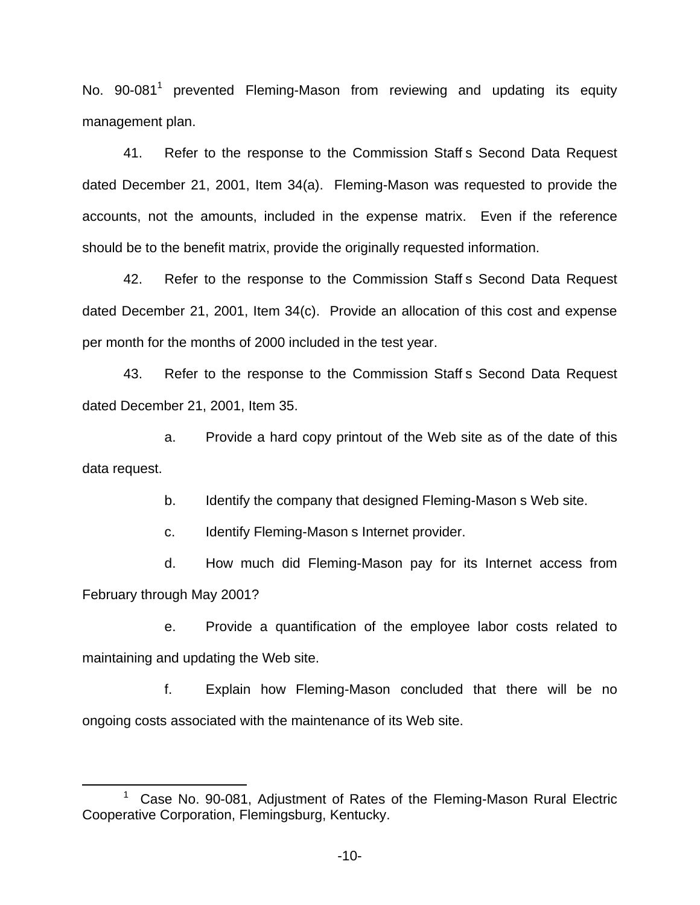No. 90-081[1] prevented Fleming-Mason from reviewing and updating its equity management plan.

41. Refer to the response to the Commission Staff s Second Data Request dated December 21, 2001, Item 34(a). Fleming-Mason was requested to provide the accounts, not the amounts, included in the expense matrix. Even if the reference should be to the benefit matrix, provide the originally requested information.

42. Refer to the response to the Commission Staff s Second Data Request dated December 21, 2001, Item 34(c). Provide an allocation of this cost and expense per month for the months of 2000 included in the test year.

43. Refer to the response to the Commission Staff s Second Data Request dated December 21, 2001, Item 35.

a. Provide a hard copy printout of the Web site as of the date of this data request.

b. Identify the company that designed Fleming-Mason s Web site.

c. Identify Fleming-Mason s Internet provider.

d. How much did Fleming-Mason pay for its Internet access from February through May 2001?

e. Provide a quantification of the employee labor costs related to maintaining and updating the Web site.

f. Explain how Fleming-Mason concluded that there will be no ongoing costs associated with the maintenance of its Web site.

---

[1] Case No. 90-081, Adjustment of Rates of the Fleming-Mason Rural Electric Cooperative Corporation, Flemingsburg, Kentucky.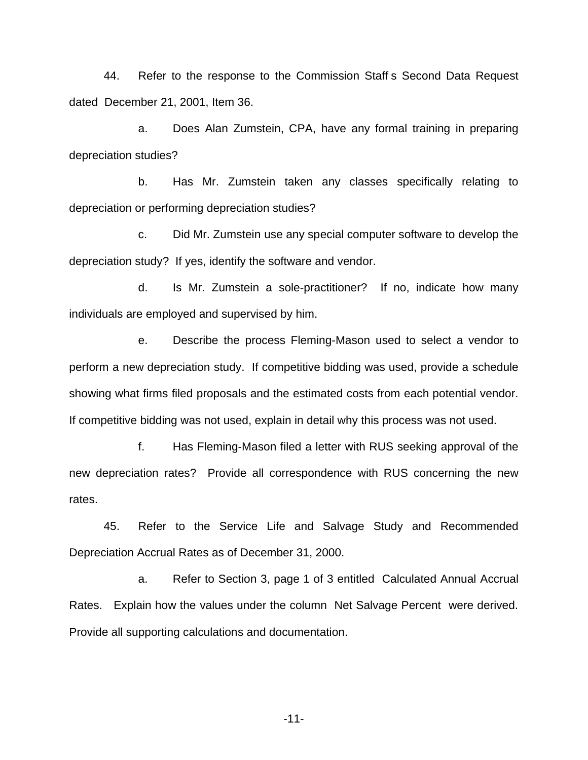44. Refer to the response to the Commission Staff s Second Data Request dated December 21, 2001, Item 36.

a. Does Alan Zumstein, CPA, have any formal training in preparing depreciation studies?

b. Has Mr. Zumstein taken any classes specifically relating to depreciation or performing depreciation studies?

c. Did Mr. Zumstein use any special computer software to develop the depreciation study? If yes, identify the software and vendor.

d. Is Mr. Zumstein a sole-practitioner? If no, indicate how many individuals are employed and supervised by him.

e. Describe the process Fleming-Mason used to select a vendor to perform a new depreciation study. If competitive bidding was used, provide a schedule showing what firms filed proposals and the estimated costs from each potential vendor. If competitive bidding was not used, explain in detail why this process was not used.

f. Has Fleming-Mason filed a letter with RUS seeking approval of the new depreciation rates? Provide all correspondence with RUS concerning the new rates.

45. Refer to the Service Life and Salvage Study and Recommended Depreciation Accrual Rates as of December 31, 2000.

a. Refer to Section 3, page 1 of 3 entitled Calculated Annual Accrual Rates. Explain how the values under the column Net Salvage Percent were derived. Provide all supporting calculations and documentation.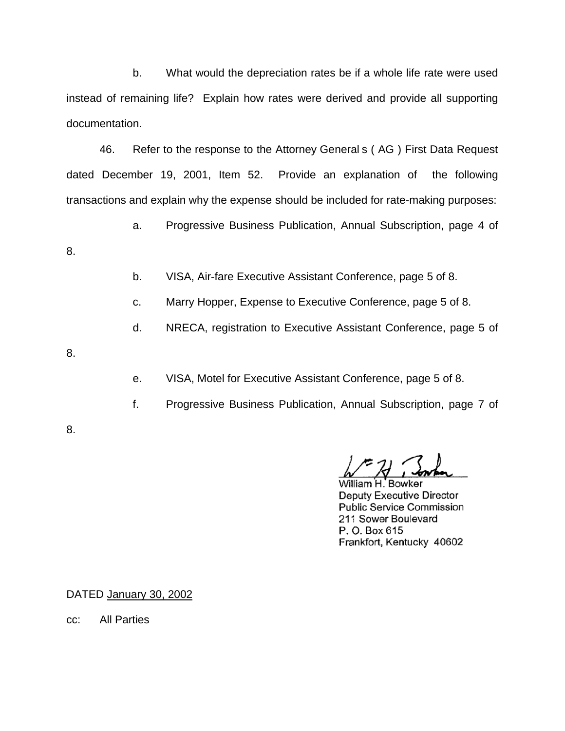b. What would the depreciation rates be if a whole life rate were used instead of remaining life? Explain how rates were derived and provide all supporting documentation.

46. Refer to the response to the Attorney General s ( AG ) First Data Request dated December 19, 2001, Item 52. Provide an explanation of the following transactions and explain why the expense should be included for rate-making purposes:

a. Progressive Business Publication, Annual Subscription, page 4 of 8.

b. VISA, Air-fare Executive Assistant Conference, page 5 of 8.

c. Marry Hopper, Expense to Executive Conference, page 5 of 8.

d. NRECA, registration to Executive Assistant Conference, page 5 of 8.

e. VISA, Motel for Executive Assistant Conference, page 5 of 8.

f. Progressive Business Publication, Annual Subscription, page 7 of 8.

William H. Bowker
Deputy Executive Director
Public Service Commission
211 Sower Boulevard
P. O. Box 615
Frankfort, Kentucky 40602

DATED January 30, 2002

cc: All Parties